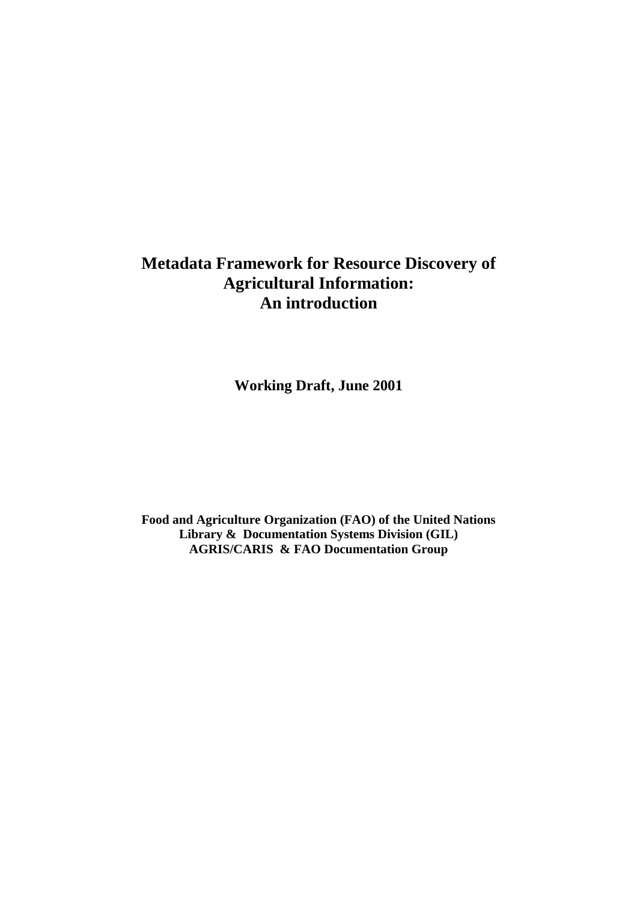# Metadata Framework for Resource Discovery of Agricultural Information: An introduction

**Working Draft, June 2001**

**Food and Agriculture Organization (FAO) of the United Nations**
**Library & Documentation Systems Division (GIL)**
**AGRIS/CARIS & FAO Documentation Group**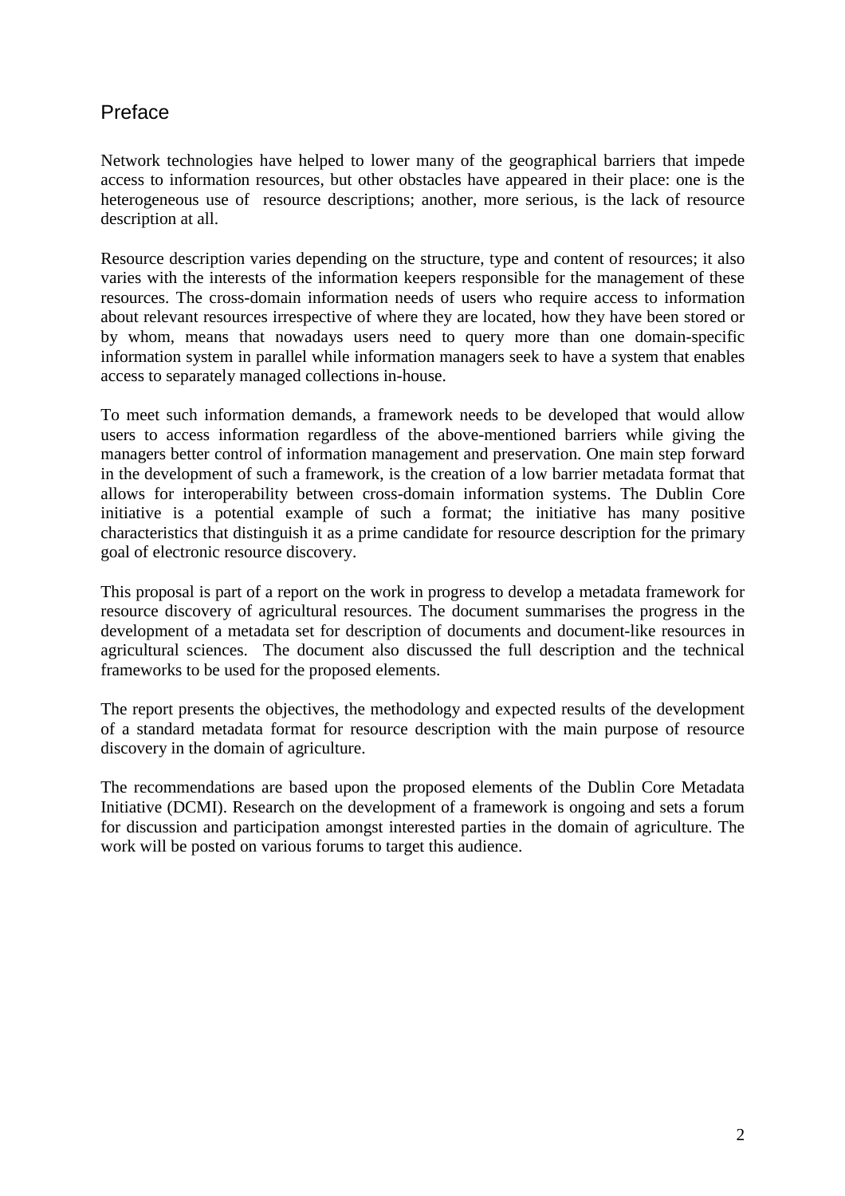## Preface

Network technologies have helped to lower many of the geographical barriers that impede access to information resources, but other obstacles have appeared in their place: one is the heterogeneous use of resource descriptions; another, more serious, is the lack of resource description at all.

Resource description varies depending on the structure, type and content of resources; it also varies with the interests of the information keepers responsible for the management of these resources. The cross-domain information needs of users who require access to information about relevant resources irrespective of where they are located, how they have been stored or by whom, means that nowadays users need to query more than one domain-specific information system in parallel while information managers seek to have a system that enables access to separately managed collections in-house.

To meet such information demands, a framework needs to be developed that would allow users to access information regardless of the above-mentioned barriers while giving the managers better control of information management and preservation. One main step forward in the development of such a framework, is the creation of a low barrier metadata format that allows for interoperability between cross-domain information systems. The Dublin Core initiative is a potential example of such a format; the initiative has many positive characteristics that distinguish it as a prime candidate for resource description for the primary goal of electronic resource discovery.

This proposal is part of a report on the work in progress to develop a metadata framework for resource discovery of agricultural resources. The document summarises the progress in the development of a metadata set for description of documents and document-like resources in agricultural sciences. The document also discussed the full description and the technical frameworks to be used for the proposed elements.

The report presents the objectives, the methodology and expected results of the development of a standard metadata format for resource description with the main purpose of resource discovery in the domain of agriculture.

The recommendations are based upon the proposed elements of the Dublin Core Metadata Initiative (DCMI). Research on the development of a framework is ongoing and sets a forum for discussion and participation amongst interested parties in the domain of agriculture. The work will be posted on various forums to target this audience.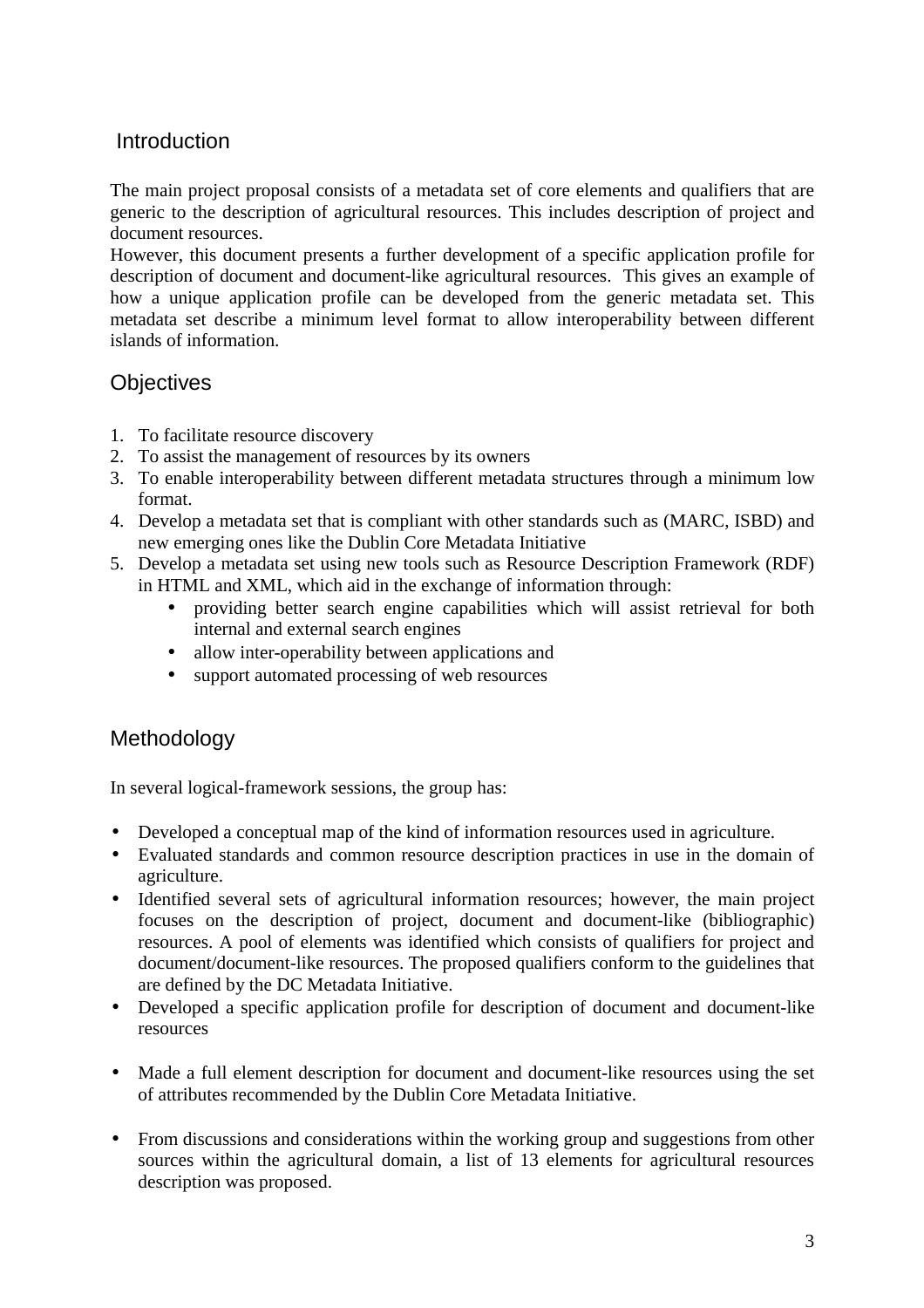## Introduction

The main project proposal consists of a metadata set of core elements and qualifiers that are generic to the description of agricultural resources. This includes description of project and document resources.

However, this document presents a further development of a specific application profile for description of document and document-like agricultural resources. This gives an example of how a unique application profile can be developed from the generic metadata set. This metadata set describe a minimum level format to allow interoperability between different islands of information.

## Objectives

1. To facilitate resource discovery
2. To assist the management of resources by its owners
3. To enable interoperability between different metadata structures through a minimum low format.
4. Develop a metadata set that is compliant with other standards such as (MARC, ISBD) and new emerging ones like the Dublin Core Metadata Initiative
5. Develop a metadata set using new tools such as Resource Description Framework (RDF) in HTML and XML, which aid in the exchange of information through:
   - providing better search engine capabilities which will assist retrieval for both internal and external search engines
   - allow inter-operability between applications and
   - support automated processing of web resources

## Methodology

In several logical-framework sessions, the group has:

- Developed a conceptual map of the kind of information resources used in agriculture.
- Evaluated standards and common resource description practices in use in the domain of agriculture.
- Identified several sets of agricultural information resources; however, the main project focuses on the description of project, document and document-like (bibliographic) resources. A pool of elements was identified which consists of qualifiers for project and document/document-like resources. The proposed qualifiers conform to the guidelines that are defined by the DC Metadata Initiative.
- Developed a specific application profile for description of document and document-like resources
- Made a full element description for document and document-like resources using the set of attributes recommended by the Dublin Core Metadata Initiative.
- From discussions and considerations within the working group and suggestions from other sources within the agricultural domain, a list of 13 elements for agricultural resources description was proposed.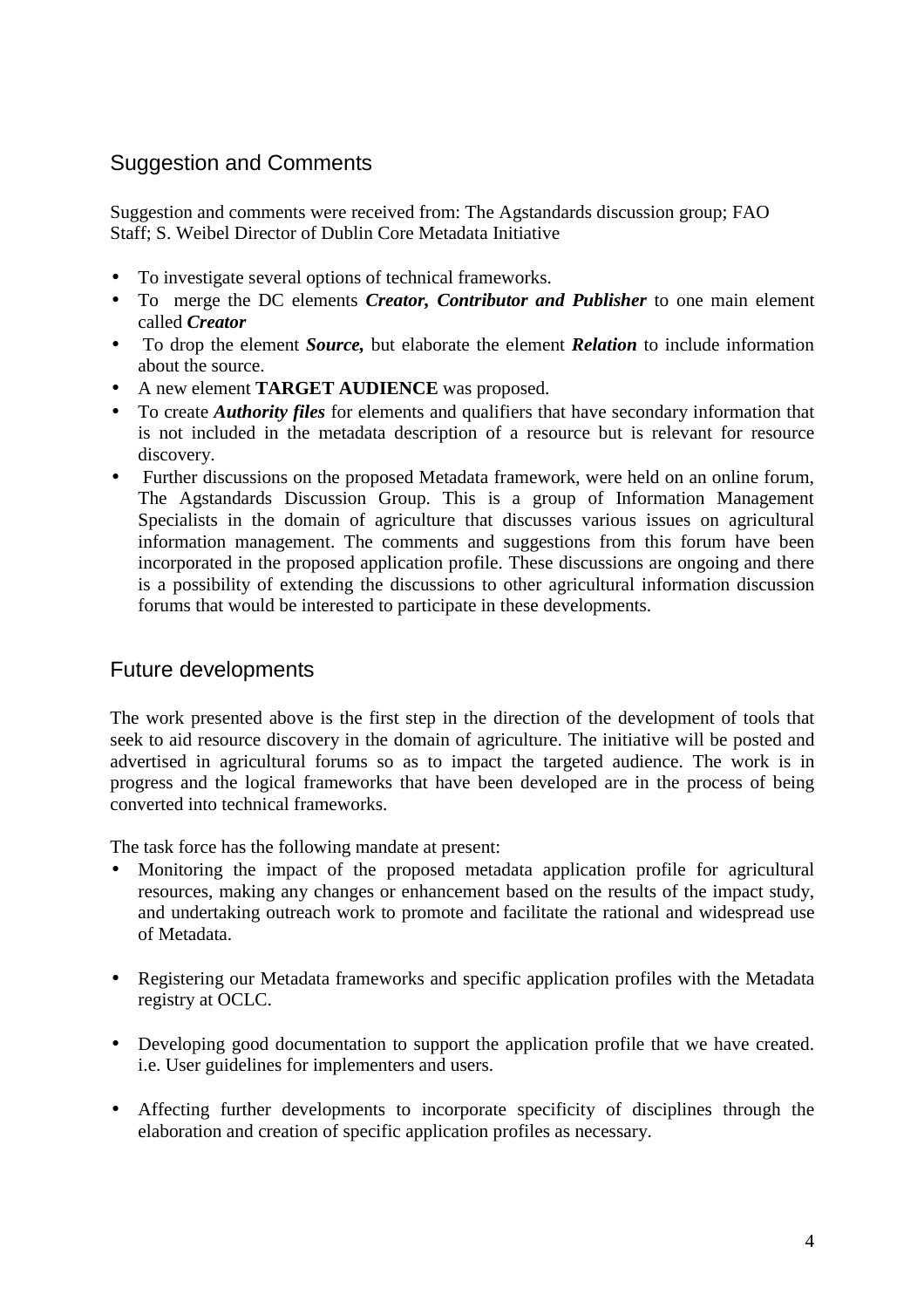## Suggestion and Comments

Suggestion and comments were received from: The Agstandards discussion group; FAO Staff; S. Weibel Director of Dublin Core Metadata Initiative

- To investigate several options of technical frameworks.
- To merge the DC elements ***Creator, Contributor and Publisher*** to one main element called ***Creator***
- To drop the element ***Source,*** but elaborate the element ***Relation*** to include information about the source.
- A new element **TARGET AUDIENCE** was proposed.
- To create ***Authority files*** for elements and qualifiers that have secondary information that is not included in the metadata description of a resource but is relevant for resource discovery.
- Further discussions on the proposed Metadata framework, were held on an online forum, The Agstandards Discussion Group. This is a group of Information Management Specialists in the domain of agriculture that discusses various issues on agricultural information management. The comments and suggestions from this forum have been incorporated in the proposed application profile. These discussions are ongoing and there is a possibility of extending the discussions to other agricultural information discussion forums that would be interested to participate in these developments.

## Future developments

The work presented above is the first step in the direction of the development of tools that seek to aid resource discovery in the domain of agriculture. The initiative will be posted and advertised in agricultural forums so as to impact the targeted audience. The work is in progress and the logical frameworks that have been developed are in the process of being converted into technical frameworks.

The task force has the following mandate at present:

- Monitoring the impact of the proposed metadata application profile for agricultural resources, making any changes or enhancement based on the results of the impact study, and undertaking outreach work to promote and facilitate the rational and widespread use of Metadata.

- Registering our Metadata frameworks and specific application profiles with the Metadata registry at OCLC.

- Developing good documentation to support the application profile that we have created. i.e. User guidelines for implementers and users.

- Affecting further developments to incorporate specificity of disciplines through the elaboration and creation of specific application profiles as necessary.